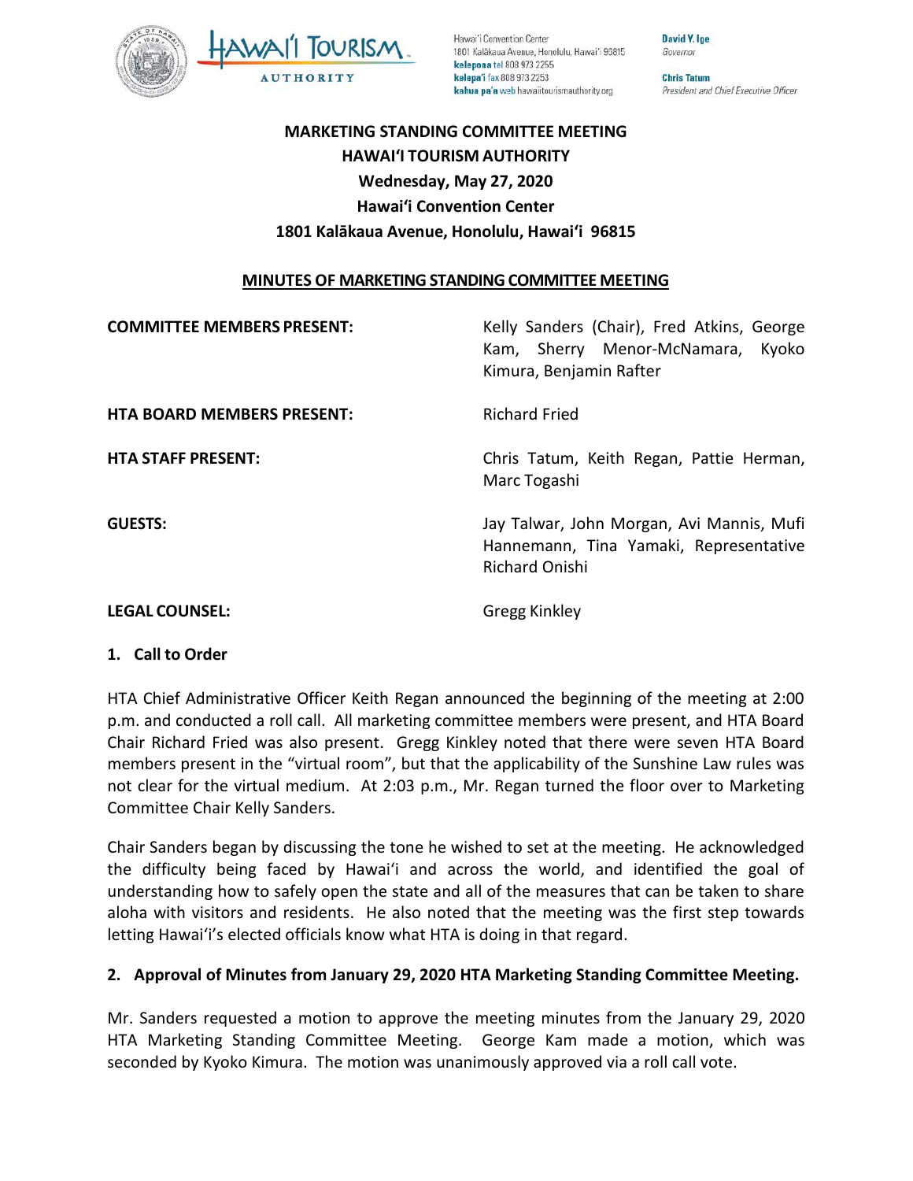Hawai'i Convention Center
1801 Kalākaua Avenue, Honolulu, Hawai'i 96815
kelepona tel 808 973 2255
kelepa'i fax 808 973 2253
kahua pa'a web hawaiitourismauthority.org

**David Y. Ige**
*Governor*

**Chris Tatum**
*President and Chief Executive Officer*

# MARKETING STANDING COMMITTEE MEETING
# HAWAIʻI TOURISM AUTHORITY
## Wednesday, May 27, 2020
## Hawaiʻi Convention Center
## 1801 Kalākaua Avenue, Honolulu, Hawaiʻi 96815

**MINUTES OF MARKETING STANDING COMMITTEE MEETING**

| | |
|---|---|
| **COMMITTEE MEMBERS PRESENT:** | Kelly Sanders (Chair), Fred Atkins, George Kam, Sherry Menor-McNamara, Kyoko Kimura, Benjamin Rafter |
| **HTA BOARD MEMBERS PRESENT:** | Richard Fried |
| **HTA STAFF PRESENT:** | Chris Tatum, Keith Regan, Pattie Herman, Marc Togashi |
| **GUESTS:** | Jay Talwar, John Morgan, Avi Mannis, Mufi Hannemann, Tina Yamaki, Representative Richard Onishi |
| **LEGAL COUNSEL:** | Gregg Kinkley |

### 1. Call to Order

HTA Chief Administrative Officer Keith Regan announced the beginning of the meeting at 2:00 p.m. and conducted a roll call. All marketing committee members were present, and HTA Board Chair Richard Fried was also present. Gregg Kinkley noted that there were seven HTA Board members present in the "virtual room", but that the applicability of the Sunshine Law rules was not clear for the virtual medium. At 2:03 p.m., Mr. Regan turned the floor over to Marketing Committee Chair Kelly Sanders.

Chair Sanders began by discussing the tone he wished to set at the meeting. He acknowledged the difficulty being faced by Hawaiʻi and across the world, and identified the goal of understanding how to safely open the state and all of the measures that can be taken to share aloha with visitors and residents. He also noted that the meeting was the first step towards letting Hawaiʻi's elected officials know what HTA is doing in that regard.

### 2. Approval of Minutes from January 29, 2020 HTA Marketing Standing Committee Meeting.

Mr. Sanders requested a motion to approve the meeting minutes from the January 29, 2020 HTA Marketing Standing Committee Meeting. George Kam made a motion, which was seconded by Kyoko Kimura. The motion was unanimously approved via a roll call vote.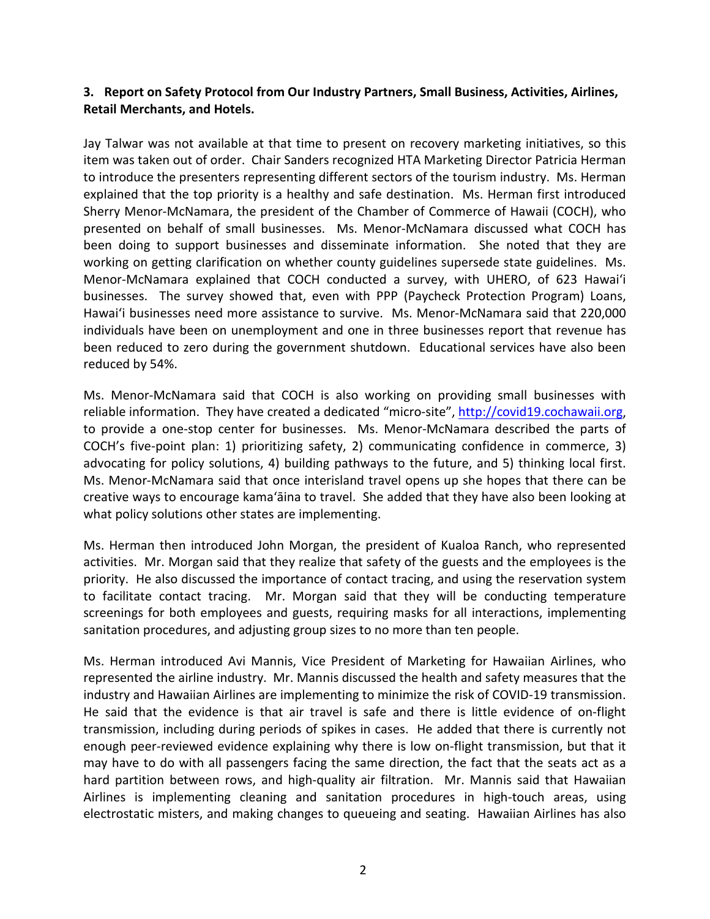**3. Report on Safety Protocol from Our Industry Partners, Small Business, Activities, Airlines, Retail Merchants, and Hotels.**

Jay Talwar was not available at that time to present on recovery marketing initiatives, so this item was taken out of order. Chair Sanders recognized HTA Marketing Director Patricia Herman to introduce the presenters representing different sectors of the tourism industry. Ms. Herman explained that the top priority is a healthy and safe destination. Ms. Herman first introduced Sherry Menor-McNamara, the president of the Chamber of Commerce of Hawaii (COCH), who presented on behalf of small businesses. Ms. Menor-McNamara discussed what COCH has been doing to support businesses and disseminate information. She noted that they are working on getting clarification on whether county guidelines supersede state guidelines. Ms. Menor-McNamara explained that COCH conducted a survey, with UHERO, of 623 Hawaiʻi businesses. The survey showed that, even with PPP (Paycheck Protection Program) Loans, Hawaiʻi businesses need more assistance to survive. Ms. Menor-McNamara said that 220,000 individuals have been on unemployment and one in three businesses report that revenue has been reduced to zero during the government shutdown. Educational services have also been reduced by 54%.

Ms. Menor-McNamara said that COCH is also working on providing small businesses with reliable information. They have created a dedicated "micro-site", http://covid19.cochawaii.org, to provide a one-stop center for businesses. Ms. Menor-McNamara described the parts of COCH's five-point plan: 1) prioritizing safety, 2) communicating confidence in commerce, 3) advocating for policy solutions, 4) building pathways to the future, and 5) thinking local first. Ms. Menor-McNamara said that once interisland travel opens up she hopes that there can be creative ways to encourage kamaʻāina to travel. She added that they have also been looking at what policy solutions other states are implementing.

Ms. Herman then introduced John Morgan, the president of Kualoa Ranch, who represented activities. Mr. Morgan said that they realize that safety of the guests and the employees is the priority. He also discussed the importance of contact tracing, and using the reservation system to facilitate contact tracing. Mr. Morgan said that they will be conducting temperature screenings for both employees and guests, requiring masks for all interactions, implementing sanitation procedures, and adjusting group sizes to no more than ten people.

Ms. Herman introduced Avi Mannis, Vice President of Marketing for Hawaiian Airlines, who represented the airline industry. Mr. Mannis discussed the health and safety measures that the industry and Hawaiian Airlines are implementing to minimize the risk of COVID-19 transmission. He said that the evidence is that air travel is safe and there is little evidence of on-flight transmission, including during periods of spikes in cases. He added that there is currently not enough peer-reviewed evidence explaining why there is low on-flight transmission, but that it may have to do with all passengers facing the same direction, the fact that the seats act as a hard partition between rows, and high-quality air filtration. Mr. Mannis said that Hawaiian Airlines is implementing cleaning and sanitation procedures in high-touch areas, using electrostatic misters, and making changes to queueing and seating. Hawaiian Airlines has also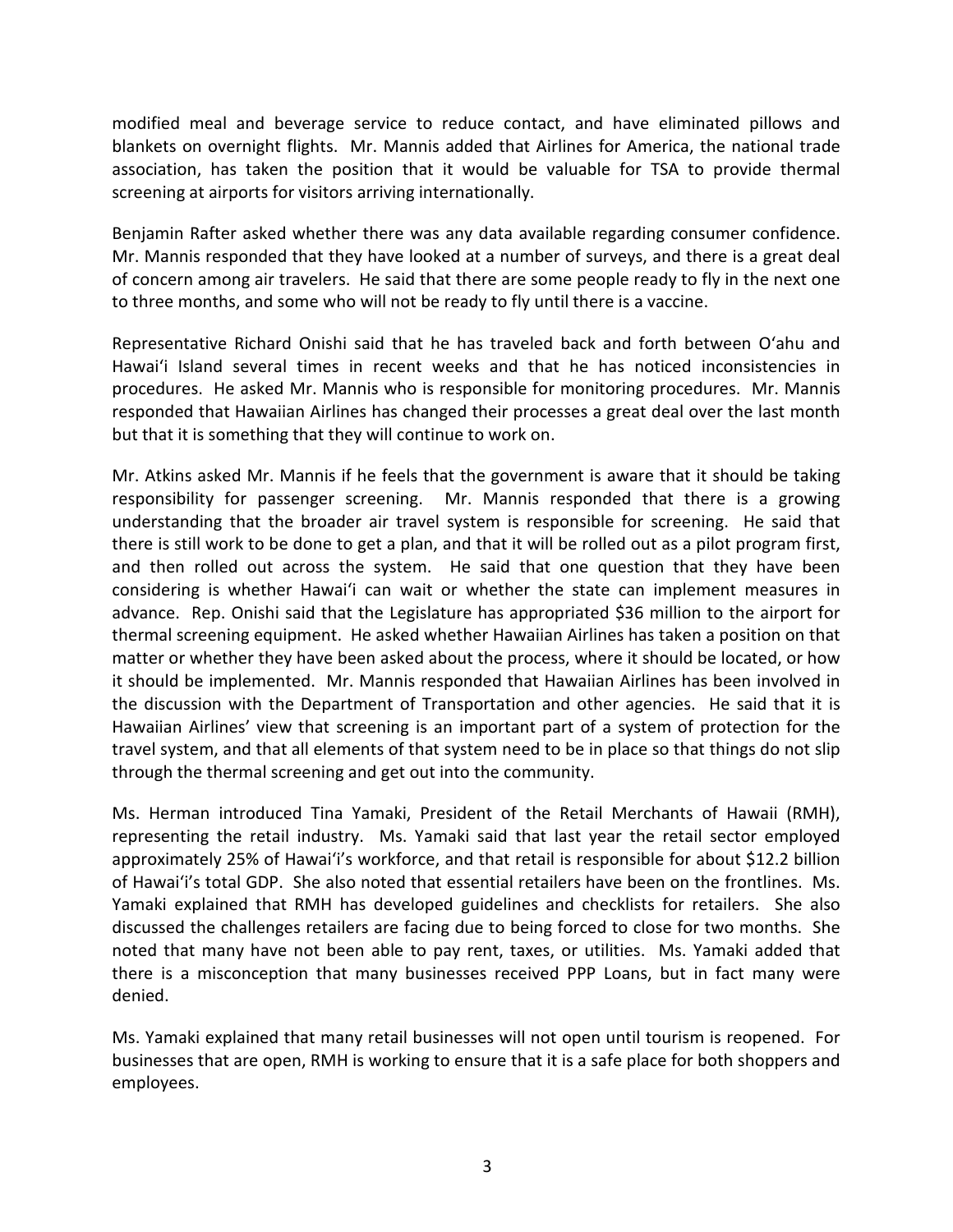modified meal and beverage service to reduce contact, and have eliminated pillows and blankets on overnight flights. Mr. Mannis added that Airlines for America, the national trade association, has taken the position that it would be valuable for TSA to provide thermal screening at airports for visitors arriving internationally.

Benjamin Rafter asked whether there was any data available regarding consumer confidence. Mr. Mannis responded that they have looked at a number of surveys, and there is a great deal of concern among air travelers. He said that there are some people ready to fly in the next one to three months, and some who will not be ready to fly until there is a vaccine.

Representative Richard Onishi said that he has traveled back and forth between Oʻahu and Hawaiʻi Island several times in recent weeks and that he has noticed inconsistencies in procedures. He asked Mr. Mannis who is responsible for monitoring procedures. Mr. Mannis responded that Hawaiian Airlines has changed their processes a great deal over the last month but that it is something that they will continue to work on.

Mr. Atkins asked Mr. Mannis if he feels that the government is aware that it should be taking responsibility for passenger screening. Mr. Mannis responded that there is a growing understanding that the broader air travel system is responsible for screening. He said that there is still work to be done to get a plan, and that it will be rolled out as a pilot program first, and then rolled out across the system. He said that one question that they have been considering is whether Hawaiʻi can wait or whether the state can implement measures in advance. Rep. Onishi said that the Legislature has appropriated $36 million to the airport for thermal screening equipment. He asked whether Hawaiian Airlines has taken a position on that matter or whether they have been asked about the process, where it should be located, or how it should be implemented. Mr. Mannis responded that Hawaiian Airlines has been involved in the discussion with the Department of Transportation and other agencies. He said that it is Hawaiian Airlines' view that screening is an important part of a system of protection for the travel system, and that all elements of that system need to be in place so that things do not slip through the thermal screening and get out into the community.

Ms. Herman introduced Tina Yamaki, President of the Retail Merchants of Hawaii (RMH), representing the retail industry. Ms. Yamaki said that last year the retail sector employed approximately 25% of Hawaiʻi's workforce, and that retail is responsible for about $12.2 billion of Hawaiʻi's total GDP. She also noted that essential retailers have been on the frontlines. Ms. Yamaki explained that RMH has developed guidelines and checklists for retailers. She also discussed the challenges retailers are facing due to being forced to close for two months. She noted that many have not been able to pay rent, taxes, or utilities. Ms. Yamaki added that there is a misconception that many businesses received PPP Loans, but in fact many were denied.

Ms. Yamaki explained that many retail businesses will not open until tourism is reopened. For businesses that are open, RMH is working to ensure that it is a safe place for both shoppers and employees.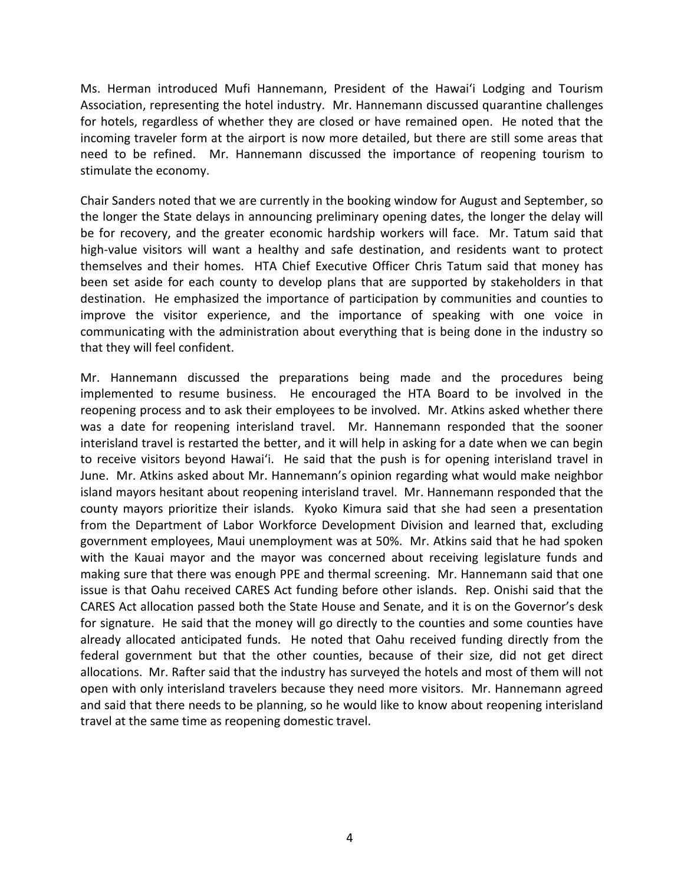Ms. Herman introduced Mufi Hannemann, President of the Hawai'i Lodging and Tourism Association, representing the hotel industry. Mr. Hannemann discussed quarantine challenges for hotels, regardless of whether they are closed or have remained open. He noted that the incoming traveler form at the airport is now more detailed, but there are still some areas that need to be refined. Mr. Hannemann discussed the importance of reopening tourism to stimulate the economy.

Chair Sanders noted that we are currently in the booking window for August and September, so the longer the State delays in announcing preliminary opening dates, the longer the delay will be for recovery, and the greater economic hardship workers will face. Mr. Tatum said that high-value visitors will want a healthy and safe destination, and residents want to protect themselves and their homes. HTA Chief Executive Officer Chris Tatum said that money has been set aside for each county to develop plans that are supported by stakeholders in that destination. He emphasized the importance of participation by communities and counties to improve the visitor experience, and the importance of speaking with one voice in communicating with the administration about everything that is being done in the industry so that they will feel confident.

Mr. Hannemann discussed the preparations being made and the procedures being implemented to resume business. He encouraged the HTA Board to be involved in the reopening process and to ask their employees to be involved. Mr. Atkins asked whether there was a date for reopening interisland travel. Mr. Hannemann responded that the sooner interisland travel is restarted the better, and it will help in asking for a date when we can begin to receive visitors beyond Hawai'i. He said that the push is for opening interisland travel in June. Mr. Atkins asked about Mr. Hannemann's opinion regarding what would make neighbor island mayors hesitant about reopening interisland travel. Mr. Hannemann responded that the county mayors prioritize their islands. Kyoko Kimura said that she had seen a presentation from the Department of Labor Workforce Development Division and learned that, excluding government employees, Maui unemployment was at 50%. Mr. Atkins said that he had spoken with the Kauai mayor and the mayor was concerned about receiving legislature funds and making sure that there was enough PPE and thermal screening. Mr. Hannemann said that one issue is that Oahu received CARES Act funding before other islands. Rep. Onishi said that the CARES Act allocation passed both the State House and Senate, and it is on the Governor's desk for signature. He said that the money will go directly to the counties and some counties have already allocated anticipated funds. He noted that Oahu received funding directly from the federal government but that the other counties, because of their size, did not get direct allocations. Mr. Rafter said that the industry has surveyed the hotels and most of them will not open with only interisland travelers because they need more visitors. Mr. Hannemann agreed and said that there needs to be planning, so he would like to know about reopening interisland travel at the same time as reopening domestic travel.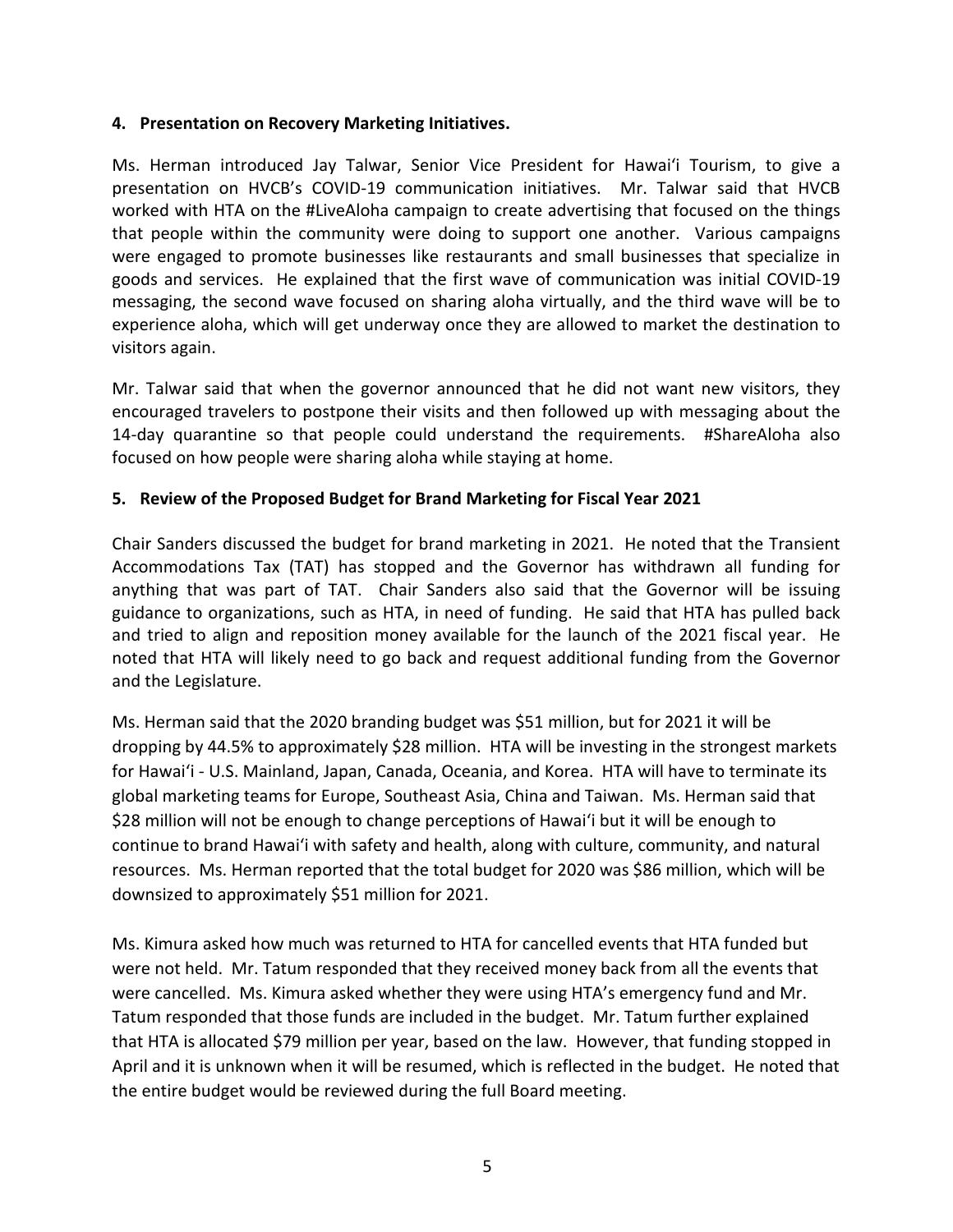**4. Presentation on Recovery Marketing Initiatives.**

Ms. Herman introduced Jay Talwar, Senior Vice President for Hawaiʻi Tourism, to give a presentation on HVCB's COVID-19 communication initiatives. Mr. Talwar said that HVCB worked with HTA on the #LiveAloha campaign to create advertising that focused on the things that people within the community were doing to support one another. Various campaigns were engaged to promote businesses like restaurants and small businesses that specialize in goods and services. He explained that the first wave of communication was initial COVID-19 messaging, the second wave focused on sharing aloha virtually, and the third wave will be to experience aloha, which will get underway once they are allowed to market the destination to visitors again.

Mr. Talwar said that when the governor announced that he did not want new visitors, they encouraged travelers to postpone their visits and then followed up with messaging about the 14-day quarantine so that people could understand the requirements. #ShareAloha also focused on how people were sharing aloha while staying at home.

**5. Review of the Proposed Budget for Brand Marketing for Fiscal Year 2021**

Chair Sanders discussed the budget for brand marketing in 2021. He noted that the Transient Accommodations Tax (TAT) has stopped and the Governor has withdrawn all funding for anything that was part of TAT. Chair Sanders also said that the Governor will be issuing guidance to organizations, such as HTA, in need of funding. He said that HTA has pulled back and tried to align and reposition money available for the launch of the 2021 fiscal year. He noted that HTA will likely need to go back and request additional funding from the Governor and the Legislature.

Ms. Herman said that the 2020 branding budget was $51 million, but for 2021 it will be dropping by 44.5% to approximately $28 million. HTA will be investing in the strongest markets for Hawaiʻi - U.S. Mainland, Japan, Canada, Oceania, and Korea. HTA will have to terminate its global marketing teams for Europe, Southeast Asia, China and Taiwan. Ms. Herman said that $28 million will not be enough to change perceptions of Hawaiʻi but it will be enough to continue to brand Hawaiʻi with safety and health, along with culture, community, and natural resources. Ms. Herman reported that the total budget for 2020 was $86 million, which will be downsized to approximately $51 million for 2021.

Ms. Kimura asked how much was returned to HTA for cancelled events that HTA funded but were not held. Mr. Tatum responded that they received money back from all the events that were cancelled. Ms. Kimura asked whether they were using HTA's emergency fund and Mr. Tatum responded that those funds are included in the budget. Mr. Tatum further explained that HTA is allocated $79 million per year, based on the law. However, that funding stopped in April and it is unknown when it will be resumed, which is reflected in the budget. He noted that the entire budget would be reviewed during the full Board meeting.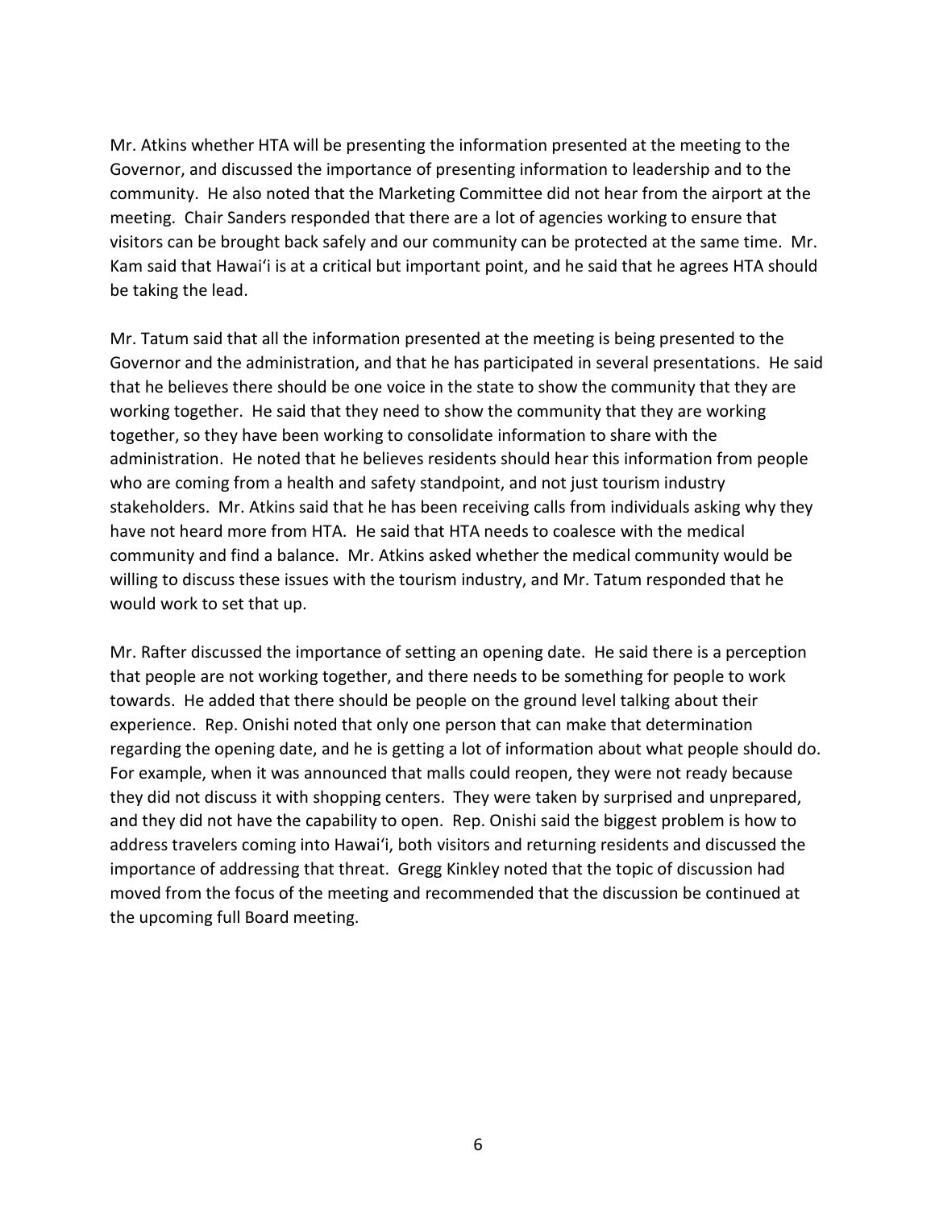Mr. Atkins whether HTA will be presenting the information presented at the meeting to the Governor, and discussed the importance of presenting information to leadership and to the community. He also noted that the Marketing Committee did not hear from the airport at the meeting. Chair Sanders responded that there are a lot of agencies working to ensure that visitors can be brought back safely and our community can be protected at the same time. Mr. Kam said that Hawai'i is at a critical but important point, and he said that he agrees HTA should be taking the lead.

Mr. Tatum said that all the information presented at the meeting is being presented to the Governor and the administration, and that he has participated in several presentations. He said that he believes there should be one voice in the state to show the community that they are working together. He said that they need to show the community that they are working together, so they have been working to consolidate information to share with the administration. He noted that he believes residents should hear this information from people who are coming from a health and safety standpoint, and not just tourism industry stakeholders. Mr. Atkins said that he has been receiving calls from individuals asking why they have not heard more from HTA. He said that HTA needs to coalesce with the medical community and find a balance. Mr. Atkins asked whether the medical community would be willing to discuss these issues with the tourism industry, and Mr. Tatum responded that he would work to set that up.

Mr. Rafter discussed the importance of setting an opening date. He said there is a perception that people are not working together, and there needs to be something for people to work towards. He added that there should be people on the ground level talking about their experience. Rep. Onishi noted that only one person that can make that determination regarding the opening date, and he is getting a lot of information about what people should do. For example, when it was announced that malls could reopen, they were not ready because they did not discuss it with shopping centers. They were taken by surprised and unprepared, and they did not have the capability to open. Rep. Onishi said the biggest problem is how to address travelers coming into Hawai'i, both visitors and returning residents and discussed the importance of addressing that threat. Gregg Kinkley noted that the topic of discussion had moved from the focus of the meeting and recommended that the discussion be continued at the upcoming full Board meeting.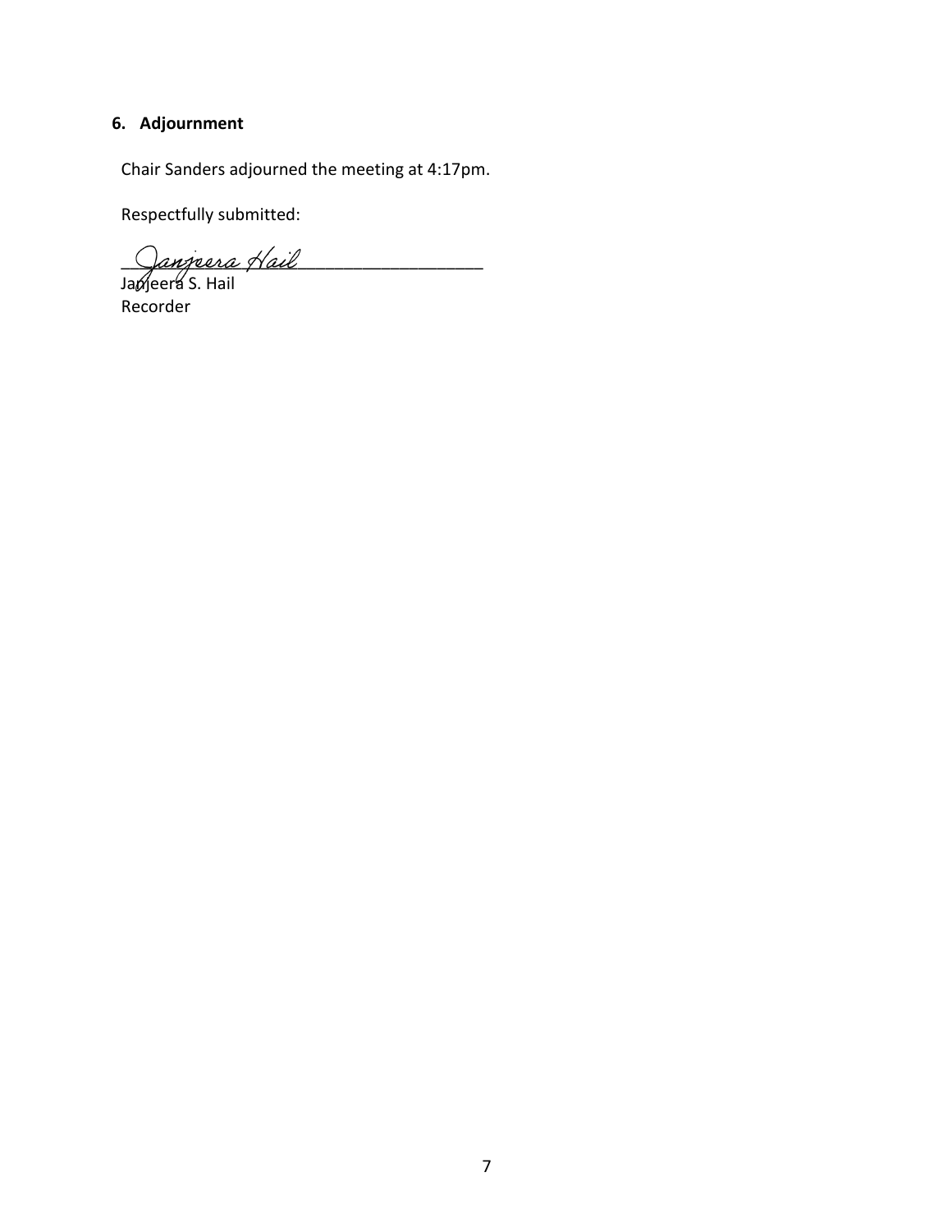## 6. Adjournment

Chair Sanders adjourned the meeting at 4:17pm.

Respectfully submitted:

*Janjeera Hail*

Janjeera S. Hail
Recorder